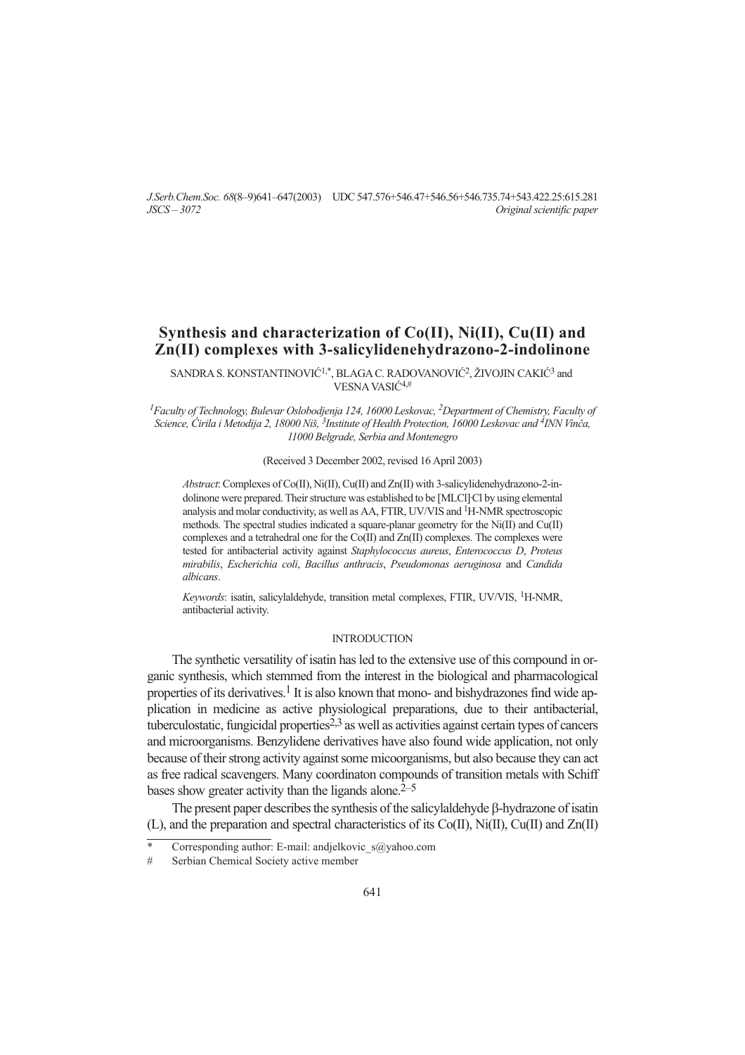# Synthesis and characterization of Co(II), Ni(II), Cu(II) and Zn(II) complexes with 3-salicylidenehydrazono-2-indolinone

SANDRA S. KONSTANTINOVIĆ[1,*], BLAGA C. RADOVANOVIĆ[2], ŽIVOJIN CAKIĆ[3] and VESNA VASIĆ[4,#]

[1]*Faculty of Technology, Bulevar Oslobodjenja 124, 16000 Leskovac,* [2]*Department of Chemistry, Faculty of Science, Ćirila i Metodija 2, 18000 Niš,* [3]*Institute of Health Protection, 16000 Leskovac and* [4]*INN Vinča, 11000 Belgrade, Serbia and Montenegro*

(Received 3 December 2002, revised 16 April 2003)

*Abstract*: Complexes of Co(II), Ni(II), Cu(II) and Zn(II) with 3-salicylidenehydrazono-2-indolinone were prepared. Their structure was established to be [MLCl]·Cl by using elemental analysis and molar conductivity, as well as AA, FTIR, UV/VIS and $^{1}$H-NMR spectroscopic methods. The spectral studies indicated a square-planar geometry for the Ni(II) and Cu(II) complexes and a tetrahedral one for the Co(II) and Zn(II) complexes. The complexes were tested for antibacterial activity against *Staphylococcus aureus*, *Enterococcus D*, *Proteus mirabilis*, *Escherichia coli*, *Bacillus anthracis*, *Pseudomonas aeruginosa* and *Candida albicans*.

*Keywords*: isatin, salicylaldehyde, transition metal complexes, FTIR, UV/VIS, $^{1}$H-NMR, antibacterial activity.

## INTRODUCTION

The synthetic versatility of isatin has led to the extensive use of this compound in organic synthesis, which stemmed from the interest in the biological and pharmacological properties of its derivatives.[1] It is also known that mono- and bishydrazones find wide application in medicine as active physiological preparations, due to their antibacterial, tuberculostatic, fungicidal properties[2,3] as well as activities against certain types of cancers and microorganisms. Benzylidene derivatives have also found wide application, not only because of their strong activity against some micoorganisms, but also because they can act as free radical scavengers. Many coordinaton compounds of transition metals with Schiff bases show greater activity than the ligands alone.[2–5]

The present paper describes the synthesis of the salicylaldehyde β-hydrazone of isatin (L), and the preparation and spectral characteristics of its Co(II), Ni(II), Cu(II) and Zn(II)

\* Corresponding author: E-mail: andjelkovic_s@yahoo.com

\# Serbian Chemical Society active member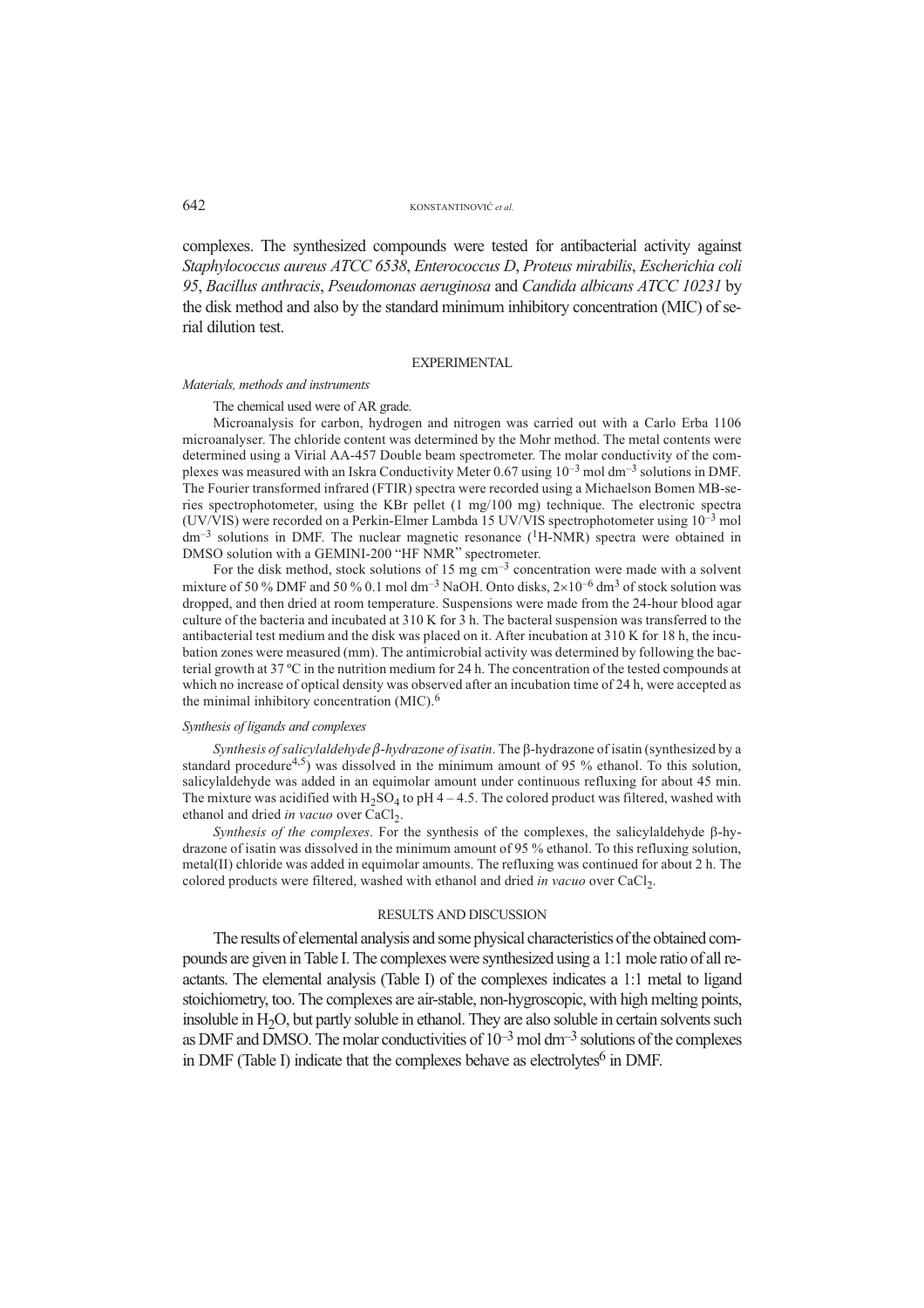complexes. The synthesized compounds were tested for antibacterial activity against *Staphylococcus aureus ATCC 6538*, *Enterococcus D*, *Proteus mirabilis*, *Escherichia coli 95*, *Bacillus anthracis*, *Pseudomonas aeruginosa* and *Candida albicans ATCC 10231* by the disk method and also by the standard minimum inhibitory concentration (MIC) of serial dilution test.

## EXPERIMENTAL

### *Materials, methods and instruments*

The chemical used were of AR grade.

Microanalysis for carbon, hydrogen and nitrogen was carried out with a Carlo Erba 1106 microanalyser. The chloride content was determined by the Mohr method. The metal contents were determined using a Virial AA-457 Double beam spectrometer. The molar conductivity of the complexes was measured with an Iskra Conductivity Meter 0.67 using $10^{-3}$ mol dm$^{-3}$ solutions in DMF. The Fourier transformed infrared (FTIR) spectra were recorded using a Michaelson Bomen MB-series spectrophotometer, using the KBr pellet (1 mg/100 mg) technique. The electronic spectra (UV/VIS) were recorded on a Perkin-Elmer Lambda 15 UV/VIS spectrophotometer using $10^{-3}$ mol dm$^{-3}$ solutions in DMF. The nuclear magnetic resonance ($^1$H-NMR) spectra were obtained in DMSO solution with a GEMINI-200 "HF NMR" spectrometer.

For the disk method, stock solutions of 15 mg cm$^{-3}$ concentration were made with a solvent mixture of 50 % DMF and 50 % 0.1 mol dm$^{-3}$ NaOH. Onto disks, $2\times10^{-6}$ dm$^3$ of stock solution was dropped, and then dried at room temperature. Suspensions were made from the 24-hour blood agar culture of the bacteria and incubated at 310 K for 3 h. The bacterial suspension was transferred to the antibacterial test medium and the disk was placed on it. After incubation at 310 K for 18 h, the incubation zones were measured (mm). The antimicrobial activity was determined by following the bacterial growth at 37 ºC in the nutrition medium for 24 h. The concentration of the tested compounds at which no increase of optical density was observed after an incubation time of 24 h, were accepted as the minimal inhibitory concentration (MIC).[6]

### *Synthesis of ligands and complexes*

*Synthesis of salicylaldehyde β-hydrazone of isatin*. The β-hydrazone of isatin (synthesized by a standard procedure[4,5]) was dissolved in the minimum amount of 95 % ethanol. To this solution, salicylaldehyde was added in an equimolar amount under continuous refluxing for about 45 min. The mixture was acidified with $H_2SO_4$ to pH 4 – 4.5. The colored product was filtered, washed with ethanol and dried *in vacuo* over $CaCl_2$.

*Synthesis of the complexes*. For the synthesis of the complexes, the salicylaldehyde β-hydrazone of isatin was dissolved in the minimum amount of 95 % ethanol. To this refluxing solution, metal(II) chloride was added in equimolar amounts. The refluxing was continued for about 2 h. The colored products were filtered, washed with ethanol and dried *in vacuo* over $CaCl_2$.

## RESULTS AND DISCUSSION

The results of elemental analysis and some physical characteristics of the obtained compounds are given in Table I. The complexes were synthesized using a 1:1 mole ratio of all reactants. The elemental analysis (Table I) of the complexes indicates a 1:1 metal to ligand stoichiometry, too. The complexes are air-stable, non-hygroscopic, with high melting points, insoluble in $H_2O$, but partly soluble in ethanol. They are also soluble in certain solvents such as DMF and DMSO. The molar conductivities of $10^{-3}$ mol dm$^{-3}$ solutions of the complexes in DMF (Table I) indicate that the complexes behave as electrolytes[6] in DMF.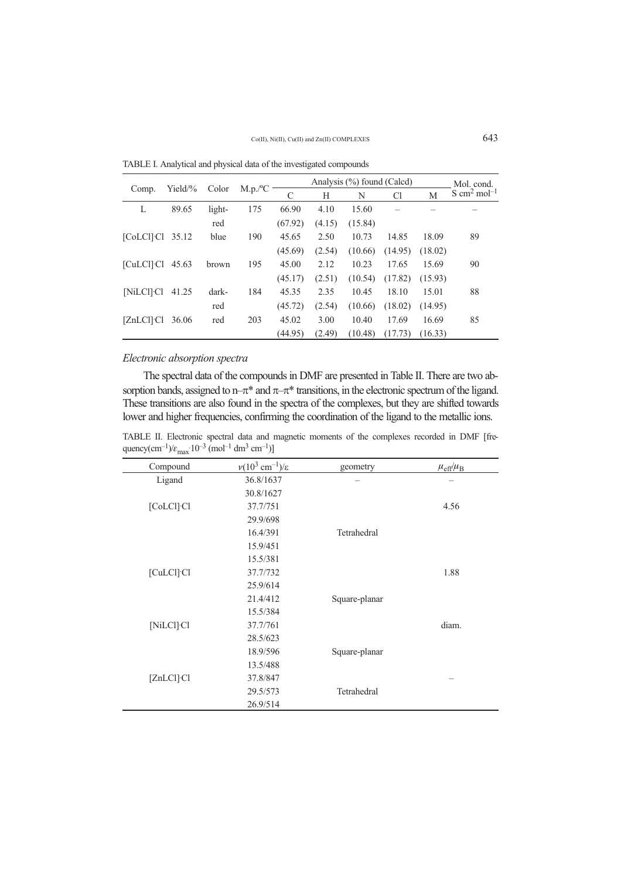TABLE I. Analytical and physical data of the investigated compounds

| Comp. | Yield/% | Color | M.p./ºC | Analysis (%) found (Calcd) | | | | | Mol. cond. $S\ cm^2\ mol^{-1}$ |
|---|---|---|---|---|---|---|---|---|---|
| | | | | C | H | N | Cl | M | |
| L | 89.65 | light-red | 175 | 66.90 (67.92) | 4.10 (4.15) | 15.60 (15.84) | – | – | – |
| [CoLCl]·Cl | 35.12 | blue | 190 | 45.65 (45.69) | 2.50 (2.54) | 10.73 (10.66) | 14.85 (14.95) | 18.09 (18.02) | 89 |
| [CuLCl]·Cl | 45.63 | brown | 195 | 45.00 (45.17) | 2.12 (2.51) | 10.23 (10.54) | 17.65 (17.82) | 15.69 (15.93) | 90 |
| [NiLCl]·Cl | 41.25 | dark-red | 184 | 45.35 (45.72) | 2.35 (2.54) | 10.45 (10.66) | 18.10 (18.02) | 15.01 (14.95) | 88 |
| [ZnLCl]·Cl | 36.06 | red | 203 | 45.02 (44.95) | 3.00 (2.49) | 10.40 (10.48) | 17.69 (17.73) | 16.69 (16.33) | 85 |

### *Electronic absorption spectra*

The spectral data of the compounds in DMF are presented in Table II. There are two absorption bands, assigned to n–π* and π–π* transitions, in the electronic spectrum of the ligand. These transitions are also found in the spectra of the complexes, but they are shifted towards lower and higher frequencies, confirming the coordination of the ligand to the metallic ions.

TABLE II. Electronic spectral data and magnetic moments of the complexes recorded in DMF [frequency($cm^{-1}$)/$\varepsilon_{max}\cdot 10^{-3}$ ($mol^{-1}\ dm^3\ cm^{-1}$)]

| Compound | $\nu(10^3\ cm^{-1})/\varepsilon$ | geometry | $\mu_{eff}/\mu_B$ |
|---|---|---|---|
| Ligand | 36.8/1637 | – | – |
| | 30.8/1627 | | |
| [CoLCl]·Cl | 37.7/751 | | 4.56 |
| | 29.9/698 | | |
| | 16.4/391 | Tetrahedral | |
| | 15.9/451 | | |
| | 15.5/381 | | |
| [CuLCl]·Cl | 37.7/732 | | 1.88 |
| | 25.9/614 | | |
| | 21.4/412 | Square-planar | |
| | 15.5/384 | | |
| [NiLCl]·Cl | 37.7/761 | | diam. |
| | 28.5/623 | | |
| | 18.9/596 | Square-planar | |
| | 13.5/488 | | |
| [ZnLCl]·Cl | 37.8/847 | | – |
| | 29.5/573 | Tetrahedral | |
| | 26.9/514 | | |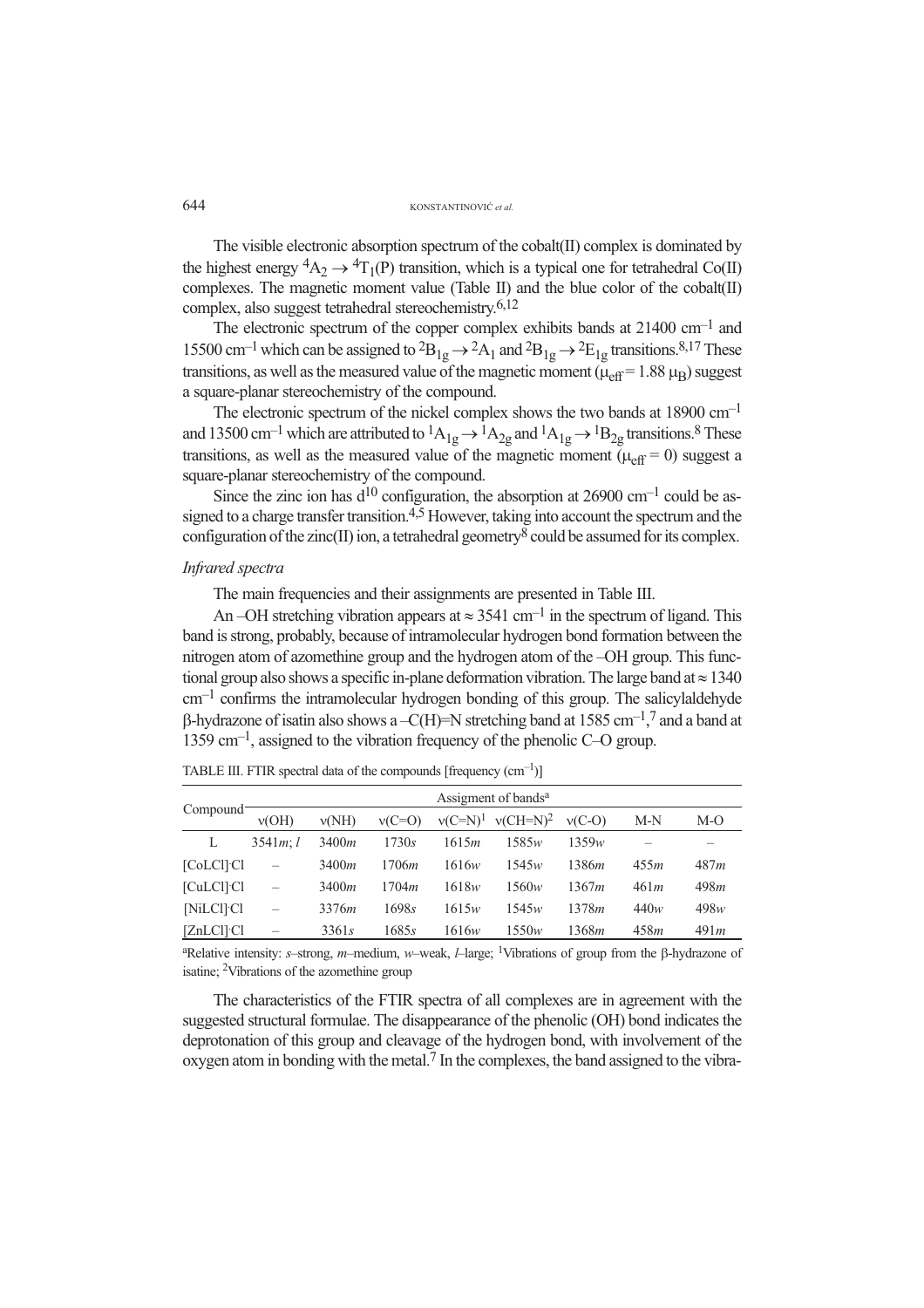The visible electronic absorption spectrum of the cobalt(II) complex is dominated by the highest energy $^4A_2 \rightarrow {}^4T_1(P)$ transition, which is a typical one for tetrahedral Co(II) complexes. The magnetic moment value (Table II) and the blue color of the cobalt(II) complex, also suggest tetrahedral stereochemistry.[6,12]

The electronic spectrum of the copper complex exhibits bands at 21400 cm$^{-1}$ and 15500 cm$^{-1}$ which can be assigned to $^2B_{1g} \rightarrow {}^2A_1$ and $^2B_{1g} \rightarrow {}^2E_{1g}$ transitions.[8,17] These transitions, as well as the measured value of the magnetic moment ($\mu_{eff}$ = 1.88 $\mu_B$) suggest a square-planar stereochemistry of the compound.

The electronic spectrum of the nickel complex shows the two bands at 18900 cm$^{-1}$ and 13500 cm$^{-1}$ which are attributed to $^1A_{1g} \rightarrow {}^1A_{2g}$ and $^1A_{1g} \rightarrow {}^1B_{2g}$ transitions.[8] These transitions, as well as the measured value of the magnetic moment ($\mu_{eff}$ = 0) suggest a square-planar stereochemistry of the compound.

Since the zinc ion has $d^{10}$ configuration, the absorption at 26900 cm$^{-1}$ could be assigned to a charge transfer transition.[4,5] However, taking into account the spectrum and the configuration of the zinc(II) ion, a tetrahedral geometry[8] could be assumed for its complex.

*Infrared spectra*

The main frequencies and their assignments are presented in Table III.

An –OH stretching vibration appears at ≈ 3541 cm$^{-1}$ in the spectrum of ligand. This band is strong, probably, because of intramolecular hydrogen bond formation between the nitrogen atom of azomethine group and the hydrogen atom of the –OH group. This functional group also shows a specific in-plane deformation vibration. The large band at ≈ 1340 cm$^{-1}$ confirms the intramolecular hydrogen bonding of this group. The salicylaldehyde β-hydrazone of isatin also shows a –C(H)=N stretching band at 1585 cm$^{-1}$,[7] and a band at 1359 cm$^{-1}$, assigned to the vibration frequency of the phenolic C–O group.

TABLE III. FTIR spectral data of the compounds [frequency (cm$^{-1}$)]

| Compound | Assigment of bands[a] | | | | | | | |
|---|---|---|---|---|---|---|---|---|
| | ν(OH) | ν(NH) | ν(C=O) | ν(C=N)[1] | ν(CH=N)[2] | ν(C-O) | M-N | M-O |
| L | 3541*m*; *l* | 3400*m* | 1730*s* | 1615*m* | 1585*w* | 1359*w* | – | – |
| [CoLCl]·Cl | – | 3400*m* | 1706*m* | 1616*w* | 1545*w* | 1386*m* | 455*m* | 487*m* |
| [CuLCl]·Cl | – | 3400*m* | 1704*m* | 1618*w* | 1560*w* | 1367*m* | 461*m* | 498*m* |
| [NiLCl]·Cl | – | 3376*m* | 1698*s* | 1615*w* | 1545*w* | 1378*m* | 440*w* | 498*w* |
| [ZnLCl]·Cl | – | 3361*s* | 1685*s* | 1616*w* | 1550*w* | 1368*m* | 458*m* | 491*m* |

[a]Relative intensity: *s*–strong, *m*–medium, *w*–weak, *l*–large; [1]Vibrations of group from the β-hydrazone of isatine; [2]Vibrations of the azomethine group

The characteristics of the FTIR spectra of all complexes are in agreement with the suggested structural formulae. The disappearance of the phenolic (OH) bond indicates the deprotonation of this group and cleavage of the hydrogen bond, with involvement of the oxygen atom in bonding with the metal.[7] In the complexes, the band assigned to the vibra-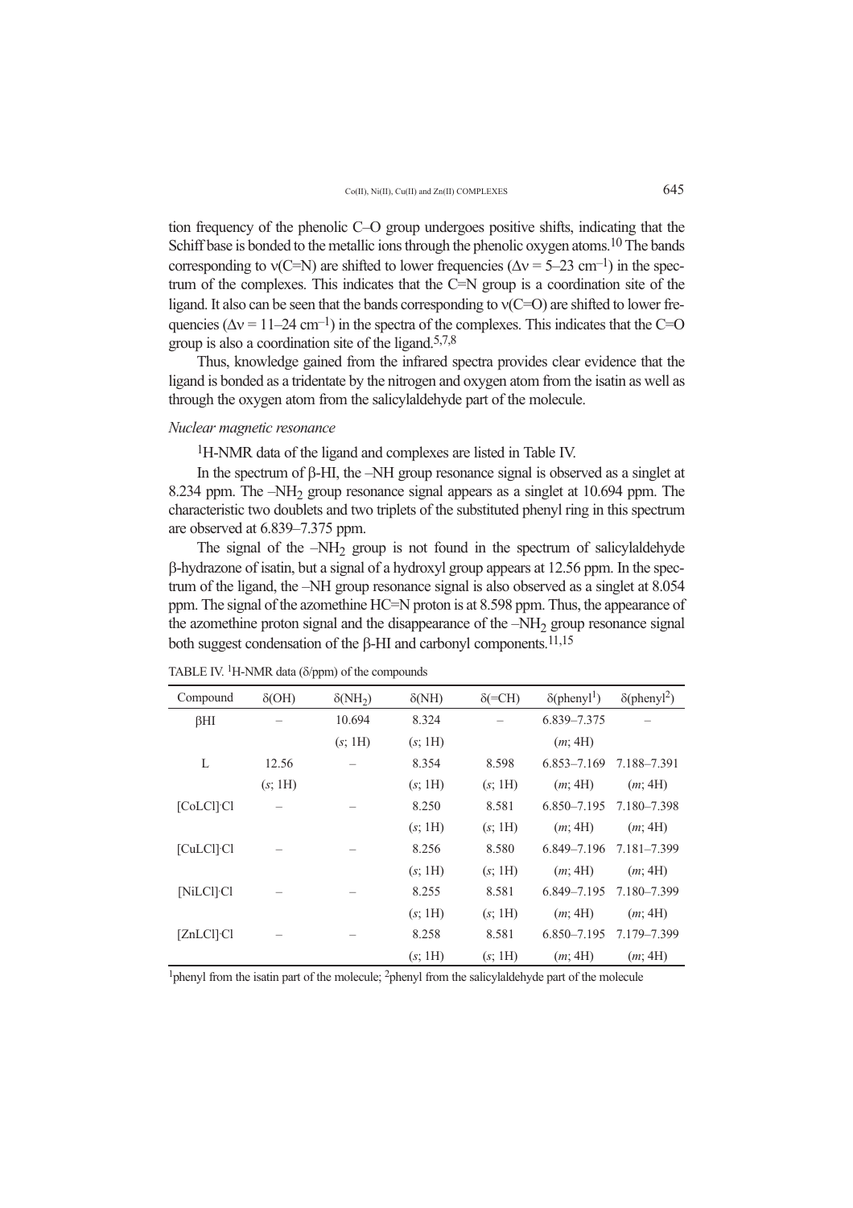tion frequency of the phenolic C–O group undergoes positive shifts, indicating that the Schiff base is bonded to the metallic ions through the phenolic oxygen atoms.[10] The bands corresponding to ν(C=N) are shifted to lower frequencies ($\Delta\nu$ = 5–23 cm$^{-1}$) in the spectrum of the complexes. This indicates that the C=N group is a coordination site of the ligand. It also can be seen that the bands corresponding to ν(C=O) are shifted to lower frequencies ($\Delta\nu$ = 11–24 cm$^{-1}$) in the spectra of the complexes. This indicates that the C=O group is also a coordination site of the ligand.[5,7,8]

Thus, knowledge gained from the infrared spectra provides clear evidence that the ligand is bonded as a tridentate by the nitrogen and oxygen atom from the isatin as well as through the oxygen atom from the salicylaldehyde part of the molecule.

*Nuclear magnetic resonance*

$^{1}$H-NMR data of the ligand and complexes are listed in Table IV.

In the spectrum of β-HI, the –NH group resonance signal is observed as a singlet at 8.234 ppm. The –$NH_2$ group resonance signal appears as a singlet at 10.694 ppm. The characteristic two doublets and two triplets of the substituted phenyl ring in this spectrum are observed at 6.839–7.375 ppm.

The signal of the –$NH_2$ group is not found in the spectrum of salicylaldehyde β-hydrazone of isatin, but a signal of a hydroxyl group appears at 12.56 ppm. In the spectrum of the ligand, the –NH group resonance signal is also observed as a singlet at 8.054 ppm. The signal of the azomethine HC=N proton is at 8.598 ppm. Thus, the appearance of the azomethine proton signal and the disappearance of the –$NH_2$ group resonance signal both suggest condensation of the β-HI and carbonyl components.[11,15]

TABLE IV. $^{1}$H-NMR data (δ/ppm) of the compounds

| Compound | δ(OH) | δ($NH_2$) | δ(NH) | δ(=CH) | δ(phenyl[1]) | δ(phenyl[2]) |
|---|---|---|---|---|---|---|
| βHI | – | 10.694 | 8.324 | – | 6.839–7.375 | – |
| | | (*s*; 1H) | (*s*; 1H) | | (*m*; 4H) | |
| L | 12.56 | – | 8.354 | 8.598 | 6.853–7.169 | 7.188–7.391 |
| | (*s*; 1H) | | (*s*; 1H) | (*s*; 1H) | (*m*; 4H) | (*m*; 4H) |
| [CoLCl]·Cl | – | – | 8.250 | 8.581 | 6.850–7.195 | 7.180–7.398 |
| | | | (*s*; 1H) | (*s*; 1H) | (*m*; 4H) | (*m*; 4H) |
| [CuLCl]·Cl | – | – | 8.256 | 8.580 | 6.849–7.196 | 7.181–7.399 |
| | | | (*s*; 1H) | (*s*; 1H) | (*m*; 4H) | (*m*; 4H) |
| [NiLCl]·Cl | – | – | 8.255 | 8.581 | 6.849–7.195 | 7.180–7.399 |
| | | | (*s*; 1H) | (*s*; 1H) | (*m*; 4H) | (*m*; 4H) |
| [ZnLCl]·Cl | – | – | 8.258 | 8.581 | 6.850–7.195 | 7.179–7.399 |
| | | | (*s*; 1H) | (*s*; 1H) | (*m*; 4H) | (*m*; 4H) |

[1]phenyl from the isatin part of the molecule; [2]phenyl from the salicylaldehyde part of the molecule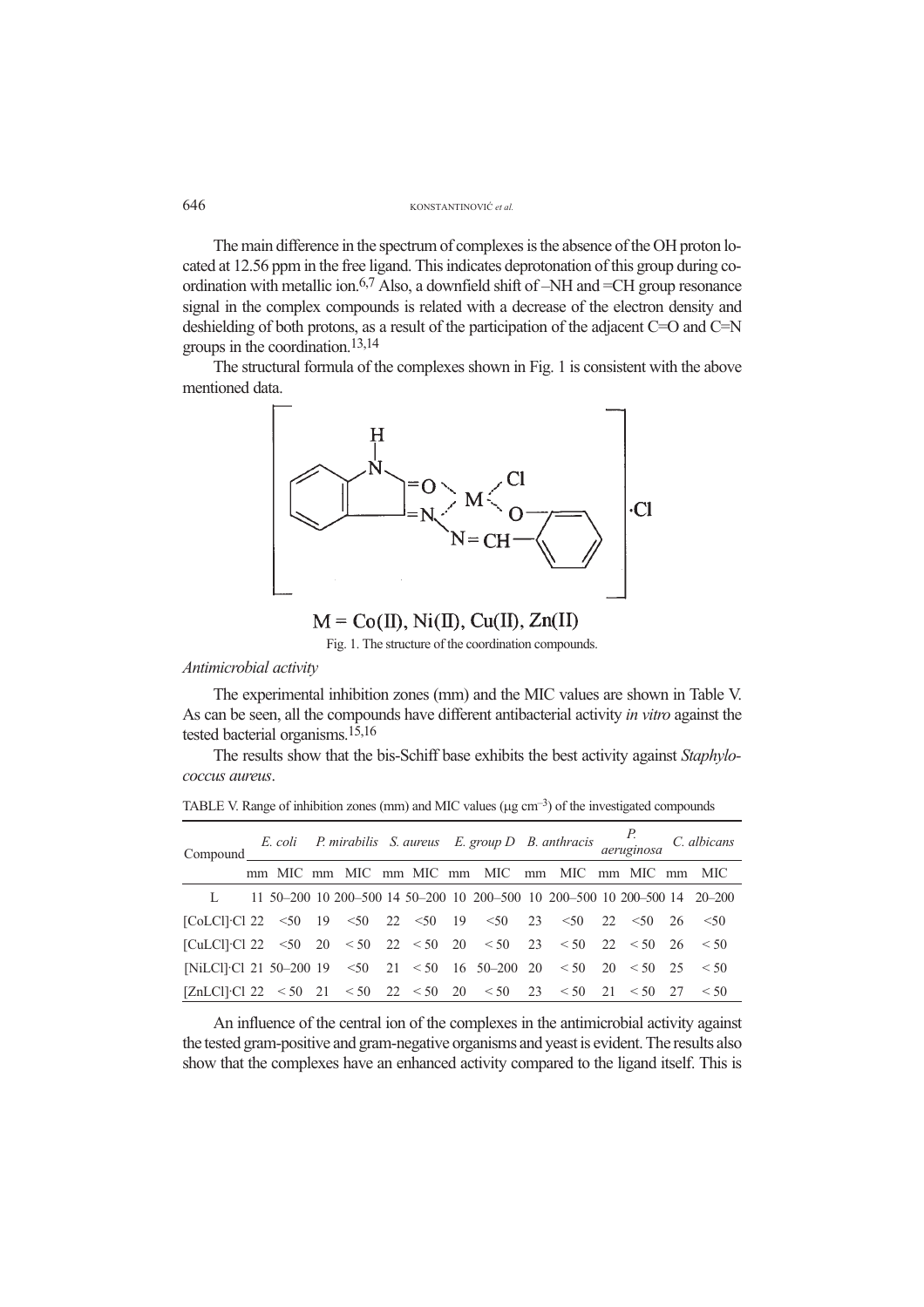The main difference in the spectrum of complexes is the absence of the OH proton located at 12.56 ppm in the free ligand. This indicates deprotonation of this group during coordination with metallic ion.[6,7] Also, a downfield shift of –NH and =CH group resonance signal in the complex compounds is related with a decrease of the electron density and deshielding of both protons, as a result of the participation of the adjacent C=O and C=N groups in the coordination.[13,14]

The structural formula of the complexes shown in Fig. 1 is consistent with the above mentioned data.

M = Co(II), Ni(II), Cu(II), Zn(II)

Fig. 1. The structure of the coordination compounds.

*Antimicrobial activity*

The experimental inhibition zones (mm) and the MIC values are shown in Table V. As can be seen, all the compounds have different antibacterial activity *in vitro* against the tested bacterial organisms.[15,16]

The results show that the bis-Schiff base exhibits the best activity against *Staphylococcus aureus*.

TABLE V. Range of inhibition zones (mm) and MIC values (μg cm$^{-3}$) of the investigated compounds

| Compound | *E. coli* | | *P. mirabilis* | | *S. aureus* | | *E. group D* | | *B. anthracis* | | *P. aeruginosa* | | *C. albicans* | |
|---|---|---|---|---|---|---|---|---|---|---|---|---|---|---|
| | mm | MIC | mm | MIC | mm | MIC | mm | MIC | mm | MIC | mm | MIC | mm | MIC |
| L | 11 | 50–200 | 10 | 200–500 | 14 | 50–200 | 10 | 200–500 | 10 | 200–500 | 10 | 200–500 | 14 | 20–200 |
| [CoLCl]·Cl | 22 | <50 | 19 | <50 | 22 | <50 | 19 | <50 | 23 | <50 | 22 | <50 | 26 | <50 |
| [CuLCl]·Cl | 22 | <50 | 20 | < 50 | 22 | < 50 | 20 | < 50 | 23 | < 50 | 22 | < 50 | 26 | < 50 |
| [NiLCl]·Cl | 21 | 50–200 | 19 | <50 | 21 | < 50 | 16 | 50–200 | 20 | < 50 | 20 | < 50 | 25 | < 50 |
| [ZnLCl]·Cl | 22 | < 50 | 21 | < 50 | 22 | < 50 | 20 | < 50 | 23 | < 50 | 21 | < 50 | 27 | < 50 |

An influence of the central ion of the complexes in the antimicrobial activity against the tested gram-positive and gram-negative organisms and yeast is evident. The results also show that the complexes have an enhanced activity compared to the ligand itself. This is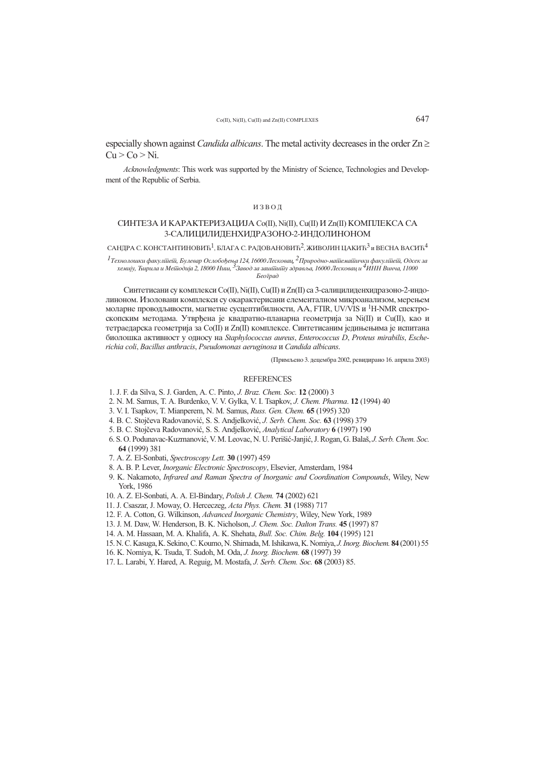especially shown against *Candida albicans*. The metal activity decreases in the order Zn ≥ Cu > Co > Ni.

*Acknowledgments*: This work was supported by the Ministry of Science, Technologies and Development of the Republic of Serbia.

## ИЗВОД

### СИНТЕЗА И КАРАКТЕРИЗАЦИЈА Co(II), Ni(II), Cu(II) И Zn(II) КОМПЛЕКСА СА 3-САЛИЦИЛИДЕНХИДРАЗОНО-2-ИНДОЛИНОНОМ

САНДРА С. КОНСТАНТИНОВИЋ[1], БЛАГА С. РАДОВАНОВИЋ[2], ЖИВОЈИН ЦАКИЋ[3] и ВЕСНА ВАСИЋ[4]

*[1]Технолошки факултет, Булевар Ослобођења 124, 16000 Лесковац, [2]Природно-математички факултет, Одсек за хемију, Ћирила и Методија 2, 18000 Ниш, [3]Завод за заштиту здравља, 16000 Лесковац и [4]ИНН Винча, 11000 Београд*

Синтетисани су комплекси Co(II), Ni(II), Cu(II) и Zn(II) са 3-салицилиденхидразоно-2-индолиноном. Изоловани комплекси су окарактерисани елементалном микроанализом, мерењем моларне проводљивости, магнетне сусцептибилности, AA, FTIR, UV/VIS и $^1$H-NMR спектроскопским методама. Утврђена је квадратно-планарна геометрија за Ni(II) и Cu(II), као и тетраедарска геометрија за Co(II) и Zn(II) комплексе. Синтетисаним једињењима је испитана биолошка активност у односу на *Staphylococcus aureus*, *Enterococcus D*, *Proteus mirabilis*, *Escherichia coli*, *Bacillus anthracis*, *Pseudomonas aeruginosa* и *Candida albicans*.

(Примљено 3. децембра 2002, ревидирано 16. априла 2003)

## REFERENCES

1. J. F. da Silva, S. J. Garden, A. C. Pinto, *J. Braz. Chem. Soc.* **12** (2000) 3
2. N. M. Samus, T. A. Burdenko, V. V. Gylka, V. I. Tsapkov, *J. Chem. Pharma*. **12** (1994) 40
3. V. I. Tsapkov, T. Mianperem, N. M. Samus, *Russ. Gen. Chem.* **65** (1995) 320
4. B. C. Stojčeva Radovanović, S. S. Andjelković, *J. Serb. Chem. Soc.* **63** (1998) 379
5. B. C. Stojčeva Radovanović, S. S. Andjelković, *Analytical Laboratory* **6** (1997) 190
6. S. O. Podunavac-Kuzmanović, V. M. Leovac, N. U. Perišić-Janjić, J. Rogan, G. Balaš, *J. Serb. Chem. Soc.* **64** (1999) 381
7. A. Z. El-Sonbati, *Spectroscopy Lett.* **30** (1997) 459
8. A. B. P. Lever, *Inorganic Electronic Spectroscopy*, Elsevier, Amsterdam, 1984
9. K. Nakamoto, *Infrared and Raman Spectra of Inorganic and Coordination Compounds*, Wiley, New York, 1986
10. A. Z. El-Sonbati, A. A. El-Bindary, *Polish J. Chem.* **74** (2002) 621
11. J. Csaszar, J. Moway, O. Herceczeg, *Acta Phys. Chem.* **31** (1988) 717
12. F. A. Cotton, G. Wilkinson, *Advanced Inorganic Chemistry*, Wiley, New York, 1989
13. J. M. Daw, W. Henderson, B. K. Nicholson, *J. Chem. Soc. Dalton Trans.* **45** (1997) 87
14. A. M. Hassaan, M. A. Khalifa, A. K. Shehata, *Bull. Soc. Chim. Belg.* **104** (1995) 121
15. N. C. Kasuga, K. Sekino, C. Koumo, N. Shimada, M. Ishikawa, K. Nomiya, *J. Inorg. Biochem.* **84** (2001) 55
16. K. Nomiya, K. Tsuda, T. Sudoh, M. Oda, *J. Inorg. Biochem.* **68** (1997) 39
17. L. Larabi, Y. Hared, A. Reguig, M. Mostafa, *J. Serb. Chem. Soc.* **68** (2003) 85.